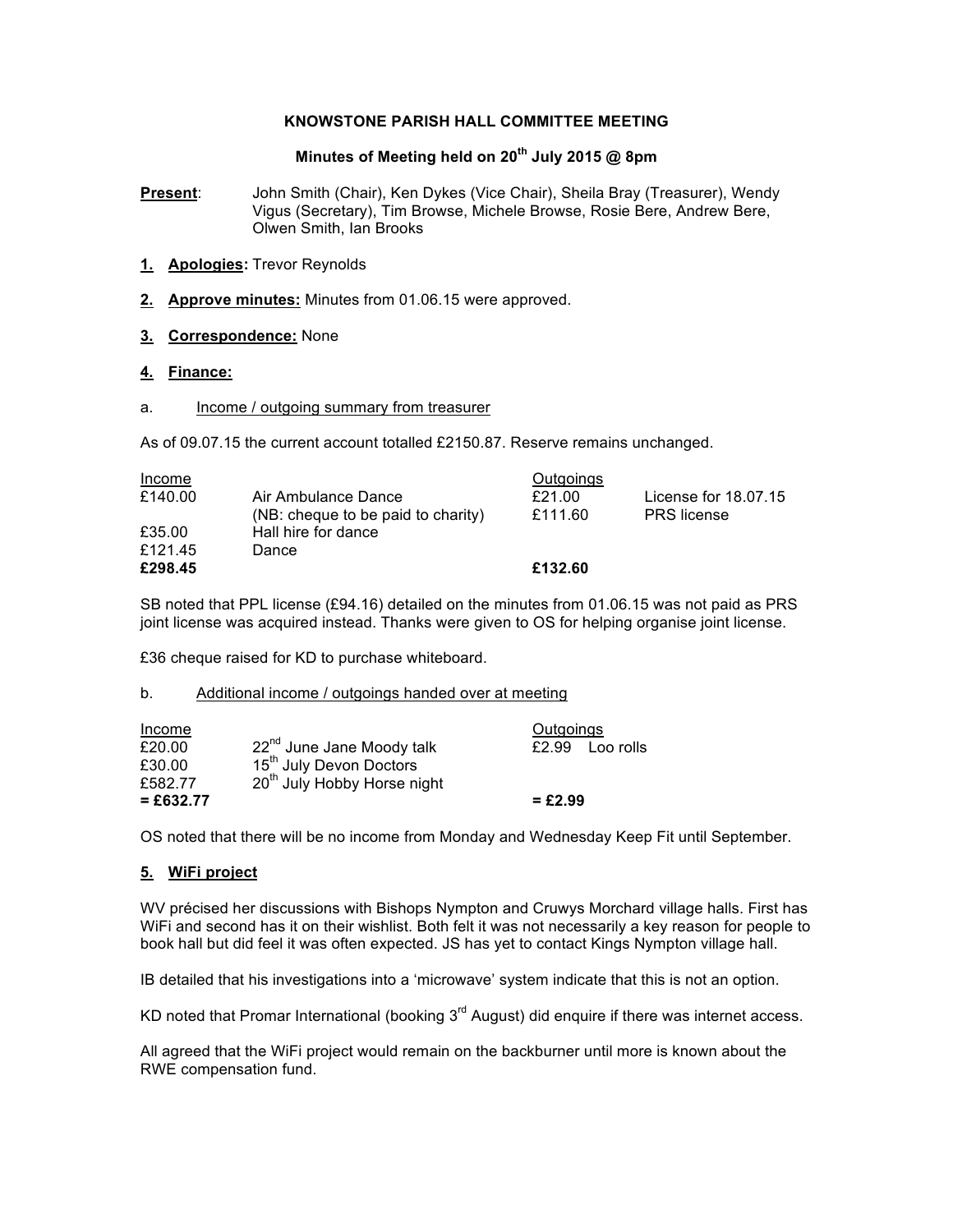# KNOWSTONE PARISH HALL COMMITTEE MEETING

## Minutes of Meeting held on 20th July 2015 @ 8pm

**Present**: John Smith (Chair), Ken Dykes (Vice Chair), Sheila Bray (Treasurer), Wendy Vigus (Secretary), Tim Browse, Michele Browse, Rosie Bere, Andrew Bere, Olwen Smith, Ian Brooks

1. **Apologies:** Trevor Reynolds

2. **Approve minutes:** Minutes from 01.06.15 were approved.

3. **Correspondence:** None

4. **Finance:**

a. Income / outgoing summary from treasurer

As of 09.07.15 the current account totalled £2150.87. Reserve remains unchanged.

| Income | | Outgoings | |
|---|---|---|---|
| £140.00 | Air Ambulance Dance (NB: cheque to be paid to charity) | £21.00 | License for 18.07.15 |
| | | £111.60 | PRS license |
| £35.00 | Hall hire for dance | | |
| £121.45 | Dance | | |
| **£298.45** | | **£132.60** | |

SB noted that PPL license (£94.16) detailed on the minutes from 01.06.15 was not paid as PRS joint license was acquired instead. Thanks were given to OS for helping organise joint license.

£36 cheque raised for KD to purchase whiteboard.

b. Additional income / outgoings handed over at meeting

| Income | | Outgoings | |
|---|---|---|---|
| £20.00 | 22nd June Jane Moody talk | £2.99 | Loo rolls |
| £30.00 | 15th July Devon Doctors | | |
| £582.77 | 20th July Hobby Horse night | | |
| **= £632.77** | | **= £2.99** | |

OS noted that there will be no income from Monday and Wednesday Keep Fit until September.

5. **WiFi project**

WV précised her discussions with Bishops Nympton and Cruwys Morchard village halls. First has WiFi and second has it on their wishlist. Both felt it was not necessarily a key reason for people to book hall but did feel it was often expected. JS has yet to contact Kings Nympton village hall.

IB detailed that his investigations into a 'microwave' system indicate that this is not an option.

KD noted that Promar International (booking 3rd August) did enquire if there was internet access.

All agreed that the WiFi project would remain on the backburner until more is known about the RWE compensation fund.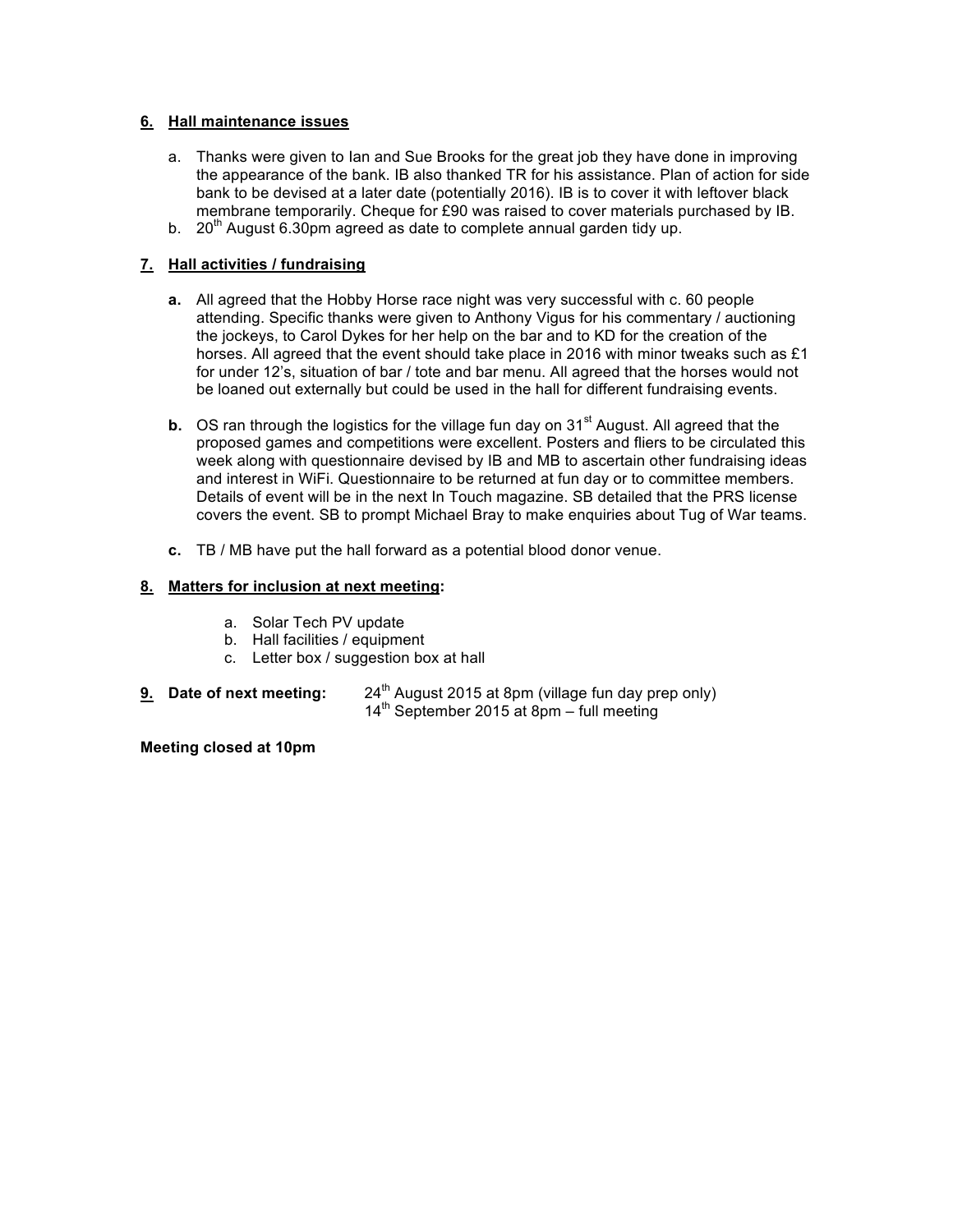## 6. Hall maintenance issues

a. Thanks were given to Ian and Sue Brooks for the great job they have done in improving the appearance of the bank. IB also thanked TR for his assistance. Plan of action for side bank to be devised at a later date (potentially 2016). IB is to cover it with leftover black membrane temporarily. Cheque for £90 was raised to cover materials purchased by IB.
b. 20th August 6.30pm agreed as date to complete annual garden tidy up.

## 7. Hall activities / fundraising

**a.** All agreed that the Hobby Horse race night was very successful with c. 60 people attending. Specific thanks were given to Anthony Vigus for his commentary / auctioning the jockeys, to Carol Dykes for her help on the bar and to KD for the creation of the horses. All agreed that the event should take place in 2016 with minor tweaks such as £1 for under 12's, situation of bar / tote and bar menu. All agreed that the horses would not be loaned out externally but could be used in the hall for different fundraising events.

**b.** OS ran through the logistics for the village fun day on 31st August. All agreed that the proposed games and competitions were excellent. Posters and fliers to be circulated this week along with questionnaire devised by IB and MB to ascertain other fundraising ideas and interest in WiFi. Questionnaire to be returned at fun day or to committee members. Details of event will be in the next In Touch magazine. SB detailed that the PRS license covers the event. SB to prompt Michael Bray to make enquiries about Tug of War teams.

**c.** TB / MB have put the hall forward as a potential blood donor venue.

## 8. Matters for inclusion at next meeting:

a. Solar Tech PV update
b. Hall facilities / equipment
c. Letter box / suggestion box at hall

## 9. Date of next meeting:

24th August 2015 at 8pm (village fun day prep only)
14th September 2015 at 8pm – full meeting

**Meeting closed at 10pm**